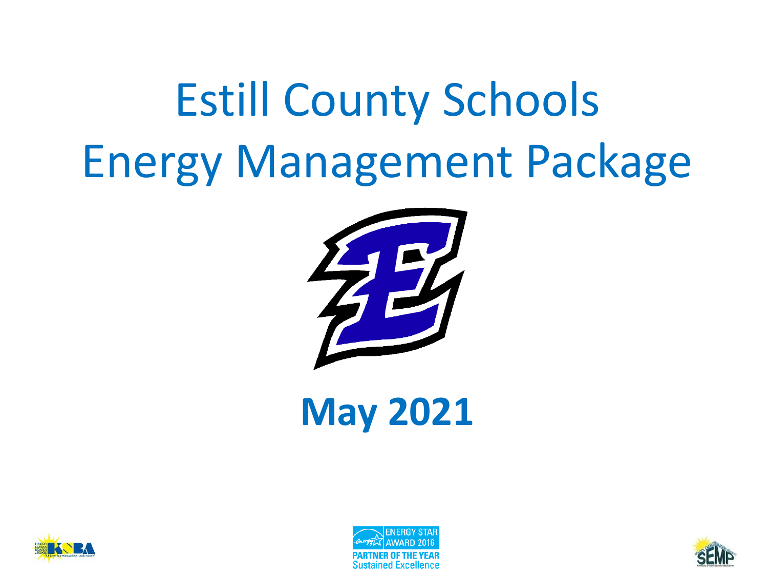# Estill County Schools Energy Management Package

**May 2021**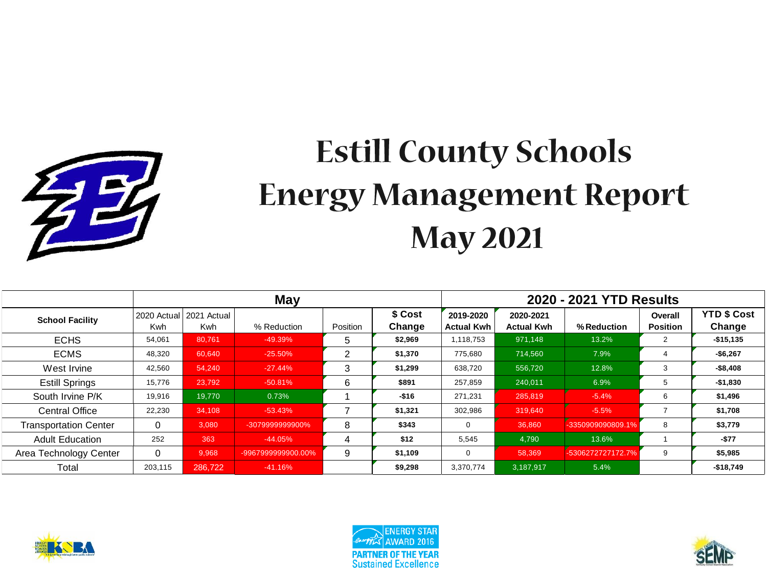# Estill County Schools
# Energy Management Report
# May 2021

| | May | | | | | 2020 - 2021 YTD Results | | | | |
|---|---|---|---|---|---|---|---|---|---|---|
| **School Facility** | 2020 Actual Kwh | 2021 Actual Kwh | % Reduction | Position | **$ Cost Change** | **2019-2020 Actual Kwh** | **2020-2021 Actual Kwh** | **% Reduction** | **Overall Position** | **YTD $ Cost Change** |
| ECHS | 54,061 | 80,761 | -49.39% | 5 | **$2,969** | 1,118,753 | 971,148 | 13.2% | 2 | **-$15,135** |
| ECMS | 48,320 | 60,640 | -25.50% | 2 | **$1,370** | 775,680 | 714,560 | 7.9% | 4 | **-$6,267** |
| West Irvine | 42,560 | 54,240 | -27.44% | 3 | **$1,299** | 638,720 | 556,720 | 12.8% | 3 | **-$8,408** |
| Estill Springs | 15,776 | 23,792 | -50.81% | 6 | **$891** | 257,859 | 240,011 | 6.9% | 5 | **-$1,830** |
| South Irvine P/K | 19,916 | 19,770 | 0.73% | 1 | **-$16** | 271,231 | 285,819 | -5.4% | 6 | **$1,496** |
| Central Office | 22,230 | 34,108 | -53.43% | 7 | **$1,321** | 302,986 | 319,640 | -5.5% | 7 | **$1,708** |
| Transportation Center | 0 | 3,080 | -3079999999900% | 8 | **$343** | 0 | 36,860 | -3350909090809.1% | 8 | **$3,779** |
| Adult Education | 252 | 363 | -44.05% | 4 | **$12** | 5,545 | 4,790 | 13.6% | 1 | **-$77** |
| Area Technology Center | 0 | 9,968 | -9967999999900.00% | 9 | **$1,109** | 0 | 58,369 | -5306272727172.7% | 9 | **$5,985** |
| Total | 203,115 | 286,722 | -41.16% | | **$9,298** | 3,370,774 | 3,187,917 | 5.4% | | **-$18,749** |

ENERGY STAR AWARD 2016
PARTNER OF THE YEAR
Sustained Excellence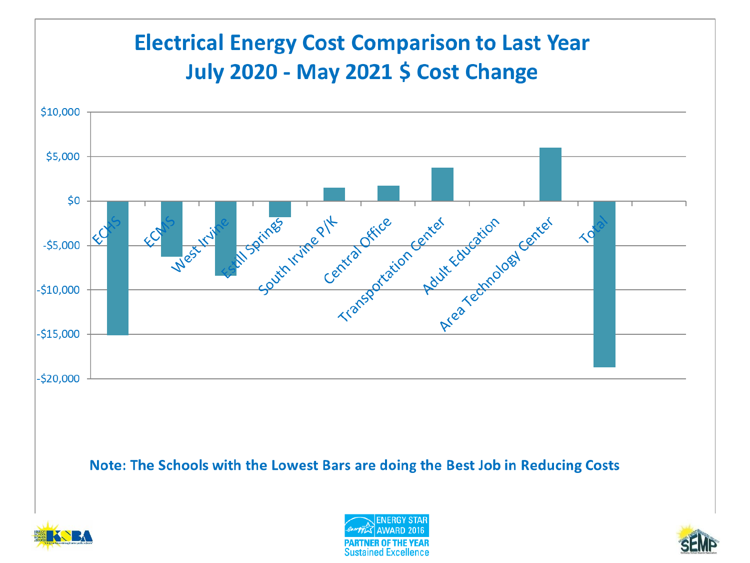# Electrical Energy Cost Comparison to Last Year

## July 2020 - May 2021 $ Cost Change

$10,000

$5,000

$0

-$5,000

-$10,000

-$15,000

-$20,000

ECHS

ECMS

West Irvine

Estill Springs

South Irvine P/K

Central Office

Transportation Center

Adult Education

Area Technology Center

Total

**Note: The Schools with the Lowest Bars are doing the Best Job in Reducing Costs**

ENERGY STAR AWARD 2016

PARTNER OF THE YEAR

Sustained Excellence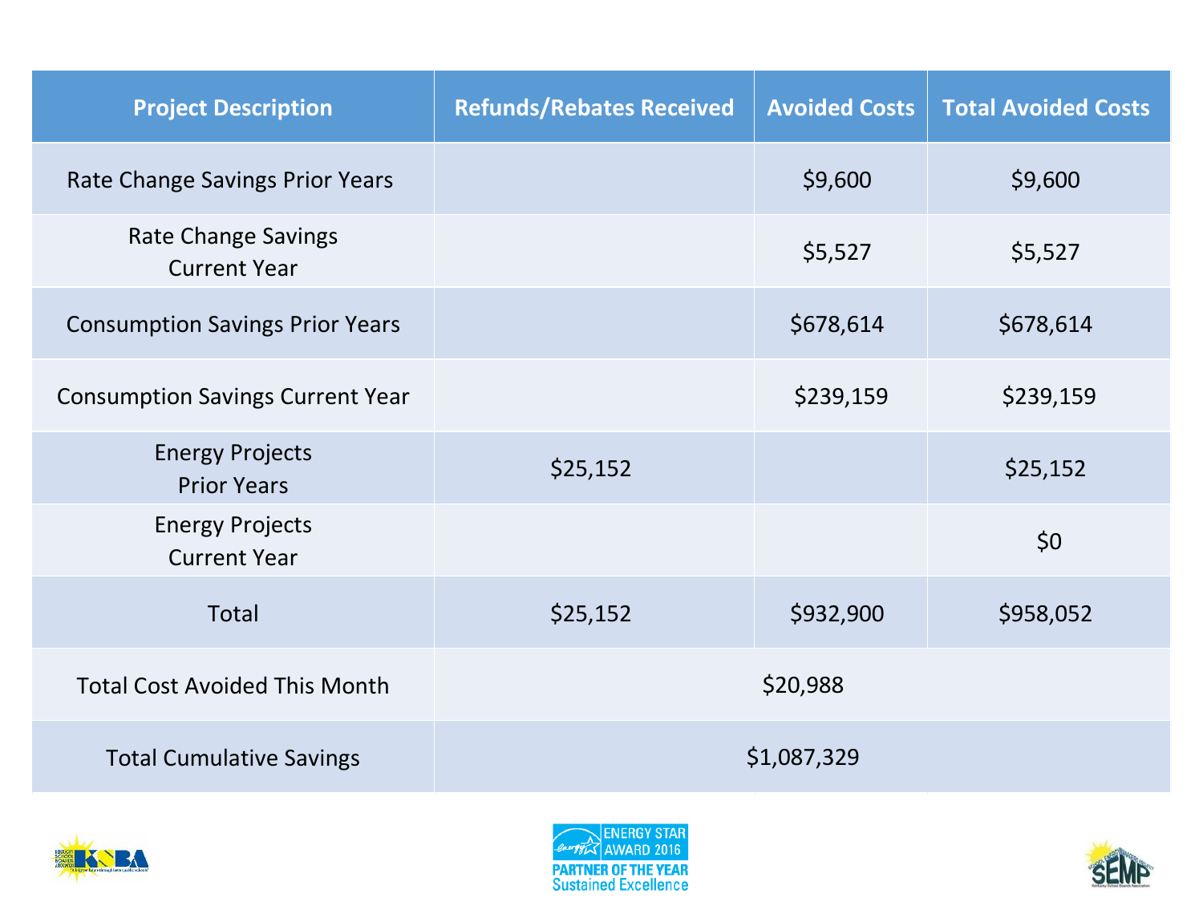| Project Description | Refunds/Rebates Received | Avoided Costs | Total Avoided Costs |
|---|---|---|---|
| Rate Change Savings Prior Years | | $9,600 | $9,600 |
| Rate Change Savings Current Year | | $5,527 | $5,527 |
| Consumption Savings Prior Years | | $678,614 | $678,614 |
| Consumption Savings Current Year | | $239,159 | $239,159 |
| Energy Projects Prior Years | $25,152 | | $25,152 |
| Energy Projects Current Year | | | $0 |
| Total | $25,152 | $932,900 | $958,052 |
| Total Cost Avoided This Month | $20,988 | | |
| Total Cumulative Savings | $1,087,329 | | |

ENERGY STAR AWARD 2016
PARTNER OF THE YEAR
Sustained Excellence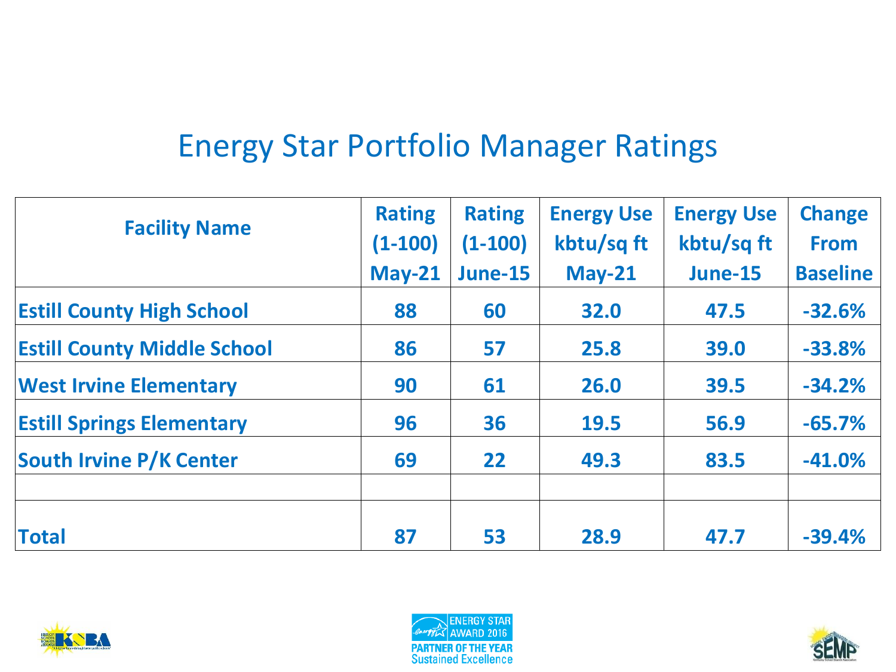# Energy Star Portfolio Manager Ratings

| Facility Name | Rating (1-100) May-21 | Rating (1-100) June-15 | Energy Use kbtu/sq ft May-21 | Energy Use kbtu/sq ft June-15 | Change From Baseline |
|---|---|---|---|---|---|
| Estill County High School | 88 | 60 | 32.0 | 47.5 | -32.6% |
| Estill County Middle School | 86 | 57 | 25.8 | 39.0 | -33.8% |
| West Irvine Elementary | 90 | 61 | 26.0 | 39.5 | -34.2% |
| Estill Springs Elementary | 96 | 36 | 19.5 | 56.9 | -65.7% |
| South Irvine P/K Center | 69 | 22 | 49.3 | 83.5 | -41.0% |
| | | | | | |
| Total | 87 | 53 | 28.9 | 47.7 | -39.4% |

ENERGY STAR AWARD 2016
PARTNER OF THE YEAR
Sustained Excellence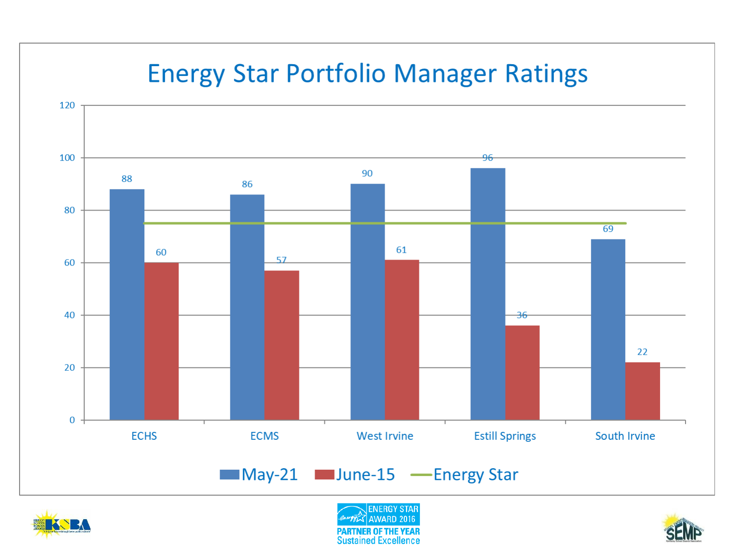# Energy Star Portfolio Manager Ratings

| | ECHS | ECMS | West Irvine | Estill Springs | South Irvine |
|---|---|---|---|---|---|
| May-21 | 88 | 86 | 90 | 96 | 69 |
| June-15 | 60 | 57 | 61 | 36 | 22 |
| Energy Star | 75 | 75 | 75 | 75 | 75 |

ENERGY STAR AWARD 2016

PARTNER OF THE YEAR

Sustained Excellence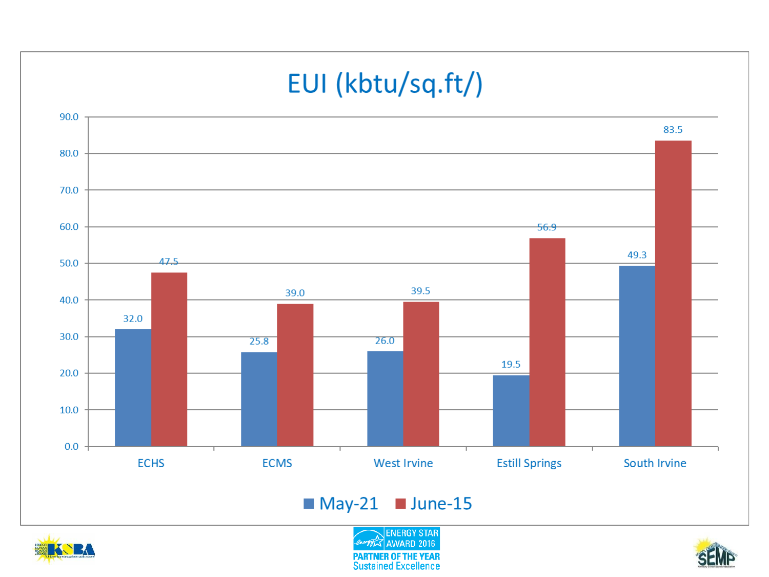# EUI (kbtu/sq.ft/)

| | May-21 | June-15 |
|---|---|---|
| ECHS | 32.0 | 47.5 |
| ECMS | 25.8 | 39.0 |
| West Irvine | 26.0 | 39.5 |
| Estill Springs | 19.5 | 56.9 |
| South Irvine | 49.3 | 83.5 |

ENERGY STAR AWARD 2016
PARTNER OF THE YEAR
Sustained Excellence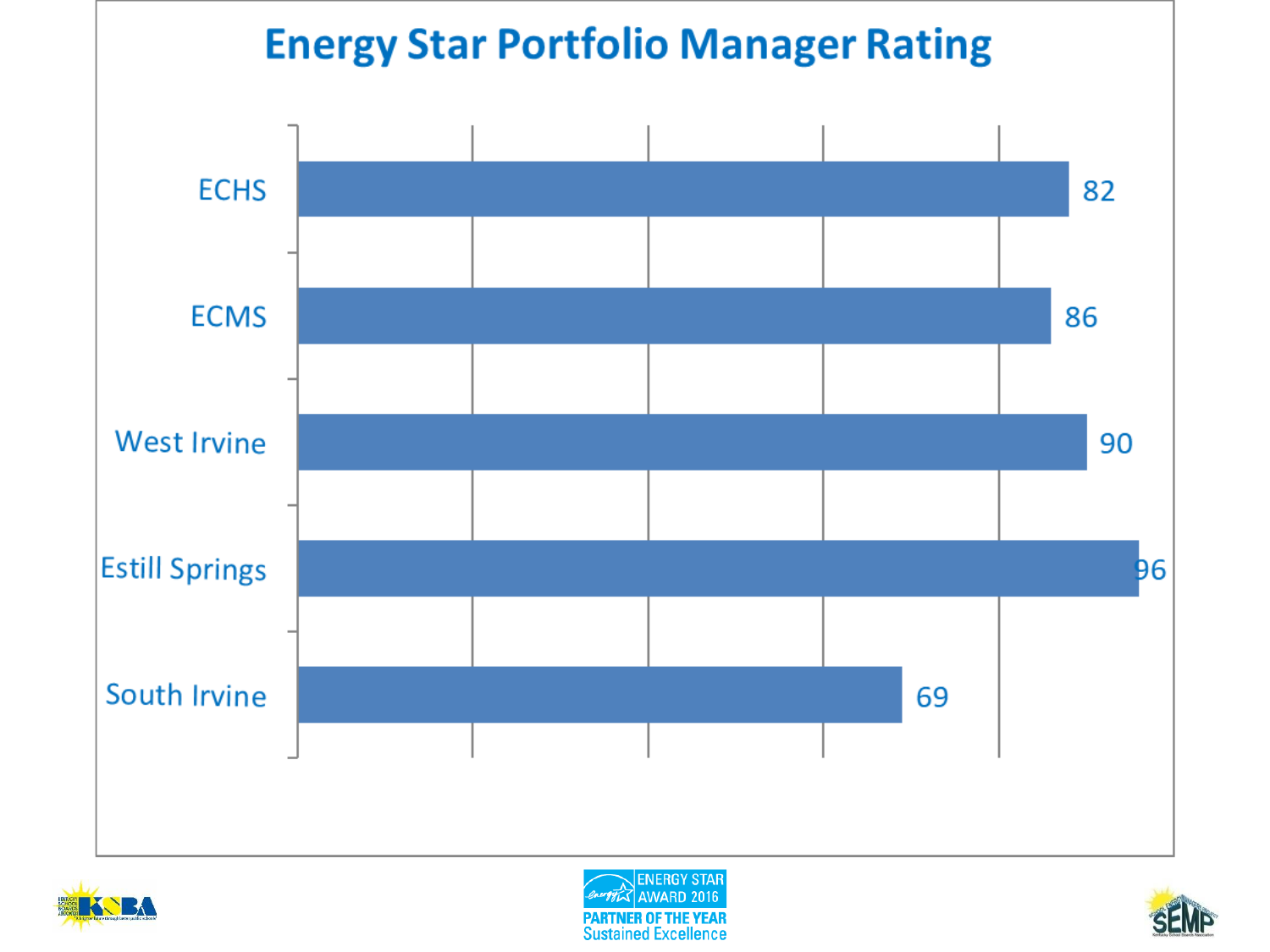# Energy Star Portfolio Manager Rating

ECHS
82

ECMS
86

West Irvine
90

Estill Springs
96

South Irvine
69

ENERGY STAR AWARD 2016
PARTNER OF THE YEAR
Sustained Excellence